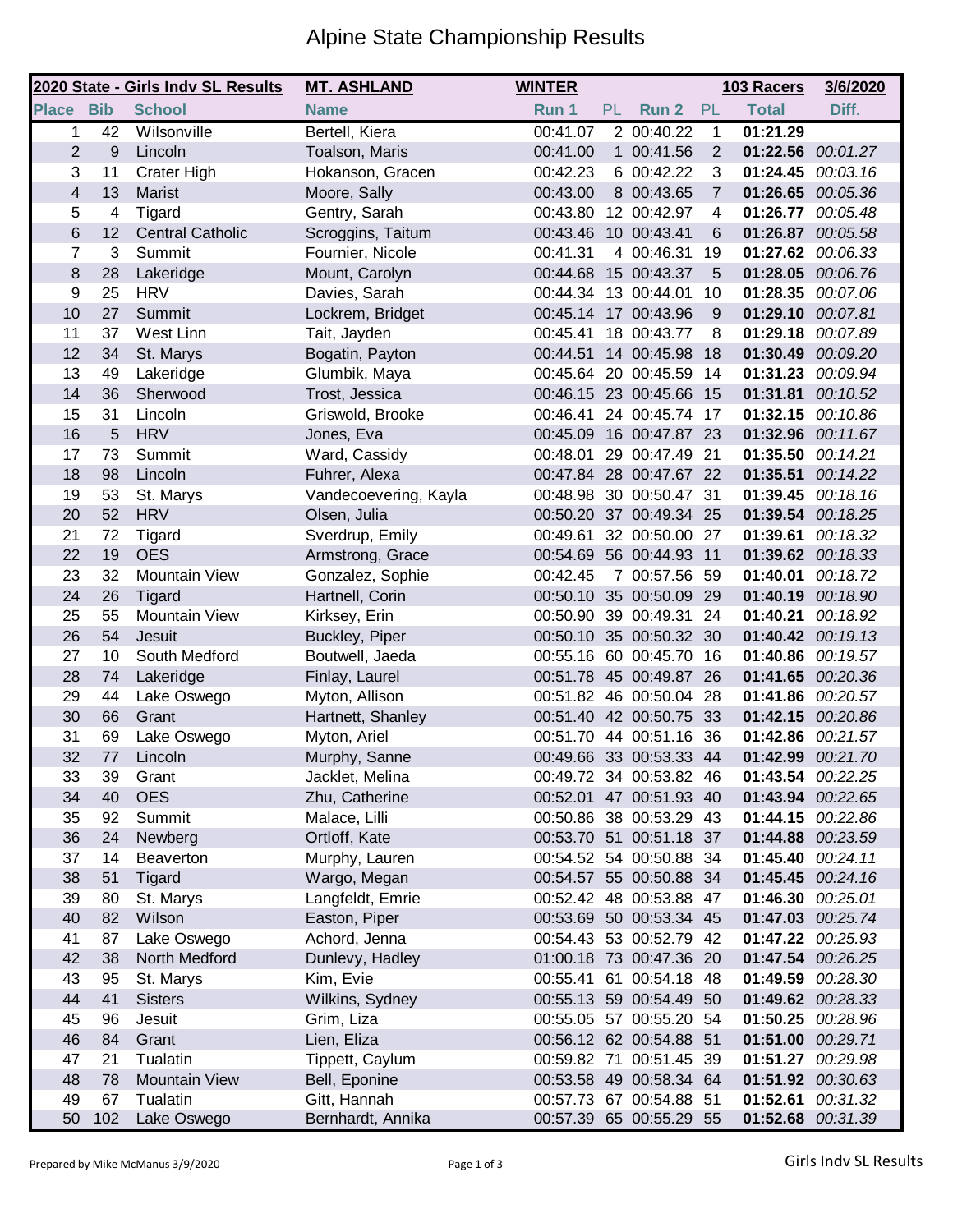# Alpine State Championship Results

| 2020 State - Girls Indv SL Results | | | MT. ASHLAND | WINTER | | | | 103 Racers | 3/6/2020 |
|---|---|---|---|---|---|---|---|---|---|
| **Place** | **Bib** | **School** | **Name** | **Run 1** | **PL** | **Run 2** | **PL** | **Total** | **Diff.** |
| 1 | 42 | Wilsonville | Bertell, Kiera | 00:41.07 | 2 | 00:40.22 | 1 | **01:21.29** | |
| 2 | 9 | Lincoln | Toalson, Maris | 00:41.00 | 1 | 00:41.56 | 2 | **01:22.56** | *00:01.27* |
| 3 | 11 | Crater High | Hokanson, Gracen | 00:42.23 | 6 | 00:42.22 | 3 | **01:24.45** | *00:03.16* |
| 4 | 13 | Marist | Moore, Sally | 00:43.00 | 8 | 00:43.65 | 7 | **01:26.65** | *00:05.36* |
| 5 | 4 | Tigard | Gentry, Sarah | 00:43.80 | 12 | 00:42.97 | 4 | **01:26.77** | *00:05.48* |
| 6 | 12 | Central Catholic | Scroggins, Taitum | 00:43.46 | 10 | 00:43.41 | 6 | **01:26.87** | *00:05.58* |
| 7 | 3 | Summit | Fournier, Nicole | 00:41.31 | 4 | 00:46.31 | 19 | **01:27.62** | *00:06.33* |
| 8 | 28 | Lakeridge | Mount, Carolyn | 00:44.68 | 15 | 00:43.37 | 5 | **01:28.05** | *00:06.76* |
| 9 | 25 | HRV | Davies, Sarah | 00:44.34 | 13 | 00:44.01 | 10 | **01:28.35** | *00:07.06* |
| 10 | 27 | Summit | Lockrem, Bridget | 00:45.14 | 17 | 00:43.96 | 9 | **01:29.10** | *00:07.81* |
| 11 | 37 | West Linn | Tait, Jayden | 00:45.41 | 18 | 00:43.77 | 8 | **01:29.18** | *00:07.89* |
| 12 | 34 | St. Marys | Bogatin, Payton | 00:44.51 | 14 | 00:45.98 | 18 | **01:30.49** | *00:09.20* |
| 13 | 49 | Lakeridge | Glumbik, Maya | 00:45.64 | 20 | 00:45.59 | 14 | **01:31.23** | *00:09.94* |
| 14 | 36 | Sherwood | Trost, Jessica | 00:46.15 | 23 | 00:45.66 | 15 | **01:31.81** | *00:10.52* |
| 15 | 31 | Lincoln | Griswold, Brooke | 00:46.41 | 24 | 00:45.74 | 17 | **01:32.15** | *00:10.86* |
| 16 | 5 | HRV | Jones, Eva | 00:45.09 | 16 | 00:47.87 | 23 | **01:32.96** | *00:11.67* |
| 17 | 73 | Summit | Ward, Cassidy | 00:48.01 | 29 | 00:47.49 | 21 | **01:35.50** | *00:14.21* |
| 18 | 98 | Lincoln | Fuhrer, Alexa | 00:47.84 | 28 | 00:47.67 | 22 | **01:35.51** | *00:14.22* |
| 19 | 53 | St. Marys | Vandecoevering, Kayla | 00:48.98 | 30 | 00:50.47 | 31 | **01:39.45** | *00:18.16* |
| 20 | 52 | HRV | Olsen, Julia | 00:50.20 | 37 | 00:49.34 | 25 | **01:39.54** | *00:18.25* |
| 21 | 72 | Tigard | Sverdrup, Emily | 00:49.61 | 32 | 00:50.00 | 27 | **01:39.61** | *00:18.32* |
| 22 | 19 | OES | Armstrong, Grace | 00:54.69 | 56 | 00:44.93 | 11 | **01:39.62** | *00:18.33* |
| 23 | 32 | Mountain View | Gonzalez, Sophie | 00:42.45 | 7 | 00:57.56 | 59 | **01:40.01** | *00:18.72* |
| 24 | 26 | Tigard | Hartnell, Corin | 00:50.10 | 35 | 00:50.09 | 29 | **01:40.19** | *00:18.90* |
| 25 | 55 | Mountain View | Kirksey, Erin | 00:50.90 | 39 | 00:49.31 | 24 | **01:40.21** | *00:18.92* |
| 26 | 54 | Jesuit | Buckley, Piper | 00:50.10 | 35 | 00:50.32 | 30 | **01:40.42** | *00:19.13* |
| 27 | 10 | South Medford | Boutwell, Jaeda | 00:55.16 | 60 | 00:45.70 | 16 | **01:40.86** | *00:19.57* |
| 28 | 74 | Lakeridge | Finlay, Laurel | 00:51.78 | 45 | 00:49.87 | 26 | **01:41.65** | *00:20.36* |
| 29 | 44 | Lake Oswego | Myton, Allison | 00:51.82 | 46 | 00:50.04 | 28 | **01:41.86** | *00:20.57* |
| 30 | 66 | Grant | Hartnett, Shanley | 00:51.40 | 42 | 00:50.75 | 33 | **01:42.15** | *00:20.86* |
| 31 | 69 | Lake Oswego | Myton, Ariel | 00:51.70 | 44 | 00:51.16 | 36 | **01:42.86** | *00:21.57* |
| 32 | 77 | Lincoln | Murphy, Sanne | 00:49.66 | 33 | 00:53.33 | 44 | **01:42.99** | *00:21.70* |
| 33 | 39 | Grant | Jacklet, Melina | 00:49.72 | 34 | 00:53.82 | 46 | **01:43.54** | *00:22.25* |
| 34 | 40 | OES | Zhu, Catherine | 00:52.01 | 47 | 00:51.93 | 40 | **01:43.94** | *00:22.65* |
| 35 | 92 | Summit | Malace, Lilli | 00:50.86 | 38 | 00:53.29 | 43 | **01:44.15** | *00:22.86* |
| 36 | 24 | Newberg | Ortloff, Kate | 00:53.70 | 51 | 00:51.18 | 37 | **01:44.88** | *00:23.59* |
| 37 | 14 | Beaverton | Murphy, Lauren | 00:54.52 | 54 | 00:50.88 | 34 | **01:45.40** | *00:24.11* |
| 38 | 51 | Tigard | Wargo, Megan | 00:54.57 | 55 | 00:50.88 | 34 | **01:45.45** | *00:24.16* |
| 39 | 80 | St. Marys | Langfeldt, Emrie | 00:52.42 | 48 | 00:53.88 | 47 | **01:46.30** | *00:25.01* |
| 40 | 82 | Wilson | Easton, Piper | 00:53.69 | 50 | 00:53.34 | 45 | **01:47.03** | *00:25.74* |
| 41 | 87 | Lake Oswego | Achord, Jenna | 00:54.43 | 53 | 00:52.79 | 42 | **01:47.22** | *00:25.93* |
| 42 | 38 | North Medford | Dunlevy, Hadley | 01:00.18 | 73 | 00:47.36 | 20 | **01:47.54** | *00:26.25* |
| 43 | 95 | St. Marys | Kim, Evie | 00:55.41 | 61 | 00:54.18 | 48 | **01:49.59** | *00:28.30* |
| 44 | 41 | Sisters | Wilkins, Sydney | 00:55.13 | 59 | 00:54.49 | 50 | **01:49.62** | *00:28.33* |
| 45 | 96 | Jesuit | Grim, Liza | 00:55.05 | 57 | 00:55.20 | 54 | **01:50.25** | *00:28.96* |
| 46 | 84 | Grant | Lien, Eliza | 00:56.12 | 62 | 00:54.88 | 51 | **01:51.00** | *00:29.71* |
| 47 | 21 | Tualatin | Tippett, Caylum | 00:59.82 | 71 | 00:51.45 | 39 | **01:51.27** | *00:29.98* |
| 48 | 78 | Mountain View | Bell, Eponine | 00:53.58 | 49 | 00:58.34 | 64 | **01:51.92** | *00:30.63* |
| 49 | 67 | Tualatin | Gitt, Hannah | 00:57.73 | 67 | 00:54.88 | 51 | **01:52.61** | *00:31.32* |
| 50 | 102 | Lake Oswego | Bernhardt, Annika | 00:57.39 | 65 | 00:55.29 | 55 | **01:52.68** | *00:31.39* |

Prepared by Mike McManus 3/9/2020

Girls Indv SL Results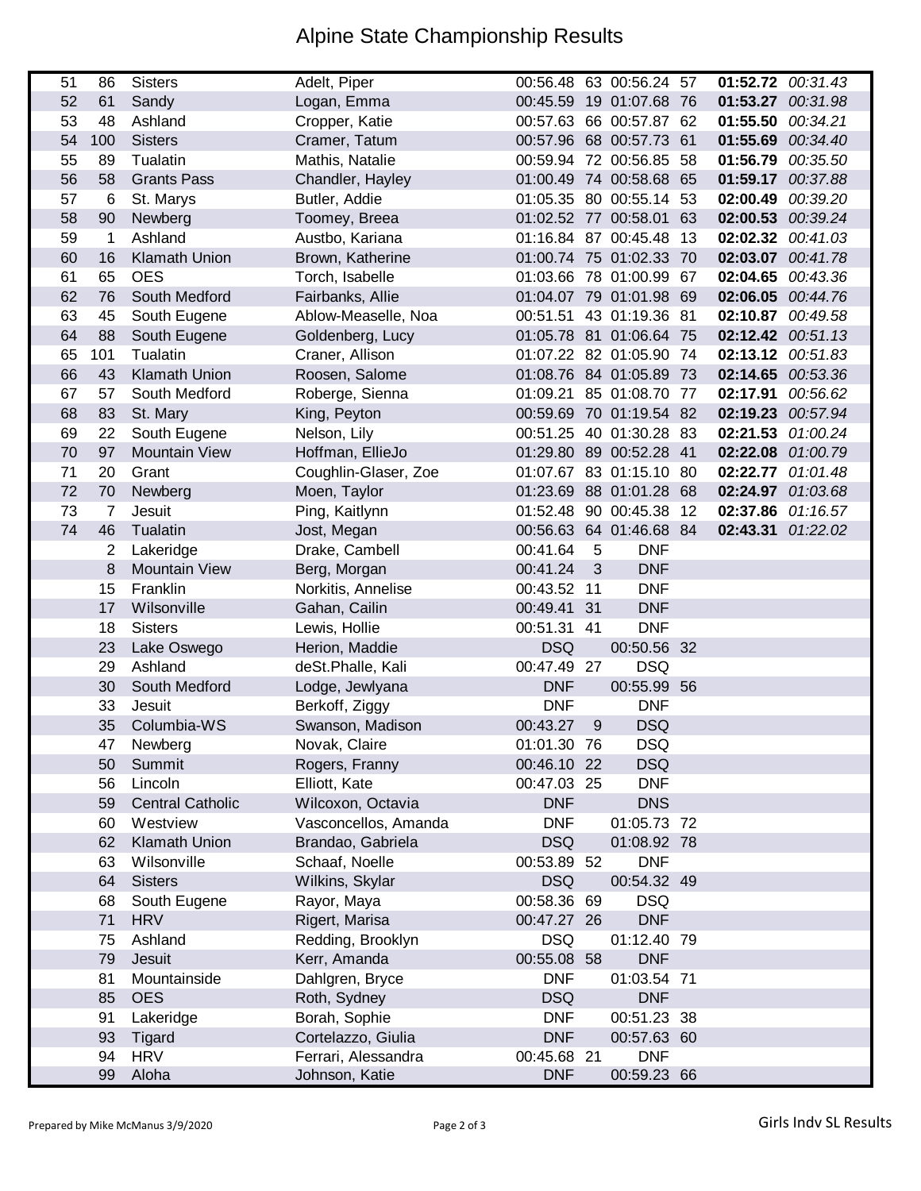# Alpine State Championship Results

| | | | | | | | | | |
|---|---|---|---|---|---|---|---|---|---|
| 51 | 86 | Sisters | Adelt, Piper | 00:56.48 | 63 | 00:56.24 | 57 | **01:52.72** | *00:31.43* |
| 52 | 61 | Sandy | Logan, Emma | 00:45.59 | 19 | 01:07.68 | 76 | **01:53.27** | *00:31.98* |
| 53 | 48 | Ashland | Cropper, Katie | 00:57.63 | 66 | 00:57.87 | 62 | **01:55.50** | *00:34.21* |
| 54 | 100 | Sisters | Cramer, Tatum | 00:57.96 | 68 | 00:57.73 | 61 | **01:55.69** | *00:34.40* |
| 55 | 89 | Tualatin | Mathis, Natalie | 00:59.94 | 72 | 00:56.85 | 58 | **01:56.79** | *00:35.50* |
| 56 | 58 | Grants Pass | Chandler, Hayley | 01:00.49 | 74 | 00:58.68 | 65 | **01:59.17** | *00:37.88* |
| 57 | 6 | St. Marys | Butler, Addie | 01:05.35 | 80 | 00:55.14 | 53 | **02:00.49** | *00:39.20* |
| 58 | 90 | Newberg | Toomey, Breea | 01:02.52 | 77 | 00:58.01 | 63 | **02:00.53** | *00:39.24* |
| 59 | 1 | Ashland | Austbo, Kariana | 01:16.84 | 87 | 00:45.48 | 13 | **02:02.32** | *00:41.03* |
| 60 | 16 | Klamath Union | Brown, Katherine | 01:00.74 | 75 | 01:02.33 | 70 | **02:03.07** | *00:41.78* |
| 61 | 65 | OES | Torch, Isabelle | 01:03.66 | 78 | 01:00.99 | 67 | **02:04.65** | *00:43.36* |
| 62 | 76 | South Medford | Fairbanks, Allie | 01:04.07 | 79 | 01:01.98 | 69 | **02:06.05** | *00:44.76* |
| 63 | 45 | South Eugene | Ablow-Measelle, Noa | 00:51.51 | 43 | 01:19.36 | 81 | **02:10.87** | *00:49.58* |
| 64 | 88 | South Eugene | Goldenberg, Lucy | 01:05.78 | 81 | 01:06.64 | 75 | **02:12.42** | *00:51.13* |
| 65 | 101 | Tualatin | Craner, Allison | 01:07.22 | 82 | 01:05.90 | 74 | **02:13.12** | *00:51.83* |
| 66 | 43 | Klamath Union | Roosen, Salome | 01:08.76 | 84 | 01:05.89 | 73 | **02:14.65** | *00:53.36* |
| 67 | 57 | South Medford | Roberge, Sienna | 01:09.21 | 85 | 01:08.70 | 77 | **02:17.91** | *00:56.62* |
| 68 | 83 | St. Mary | King, Peyton | 00:59.69 | 70 | 01:19.54 | 82 | **02:19.23** | *00:57.94* |
| 69 | 22 | South Eugene | Nelson, Lily | 00:51.25 | 40 | 01:30.28 | 83 | **02:21.53** | *01:00.24* |
| 70 | 97 | Mountain View | Hoffman, EllieJo | 01:29.80 | 89 | 00:52.28 | 41 | **02:22.08** | *01:00.79* |
| 71 | 20 | Grant | Coughlin-Glaser, Zoe | 01:07.67 | 83 | 01:15.10 | 80 | **02:22.77** | *01:01.48* |
| 72 | 70 | Newberg | Moen, Taylor | 01:23.69 | 88 | 01:01.28 | 68 | **02:24.97** | *01:03.68* |
| 73 | 7 | Jesuit | Ping, Kaitlynn | 01:52.48 | 90 | 00:45.38 | 12 | **02:37.86** | *01:16.57* |
| 74 | 46 | Tualatin | Jost, Megan | 00:56.63 | 64 | 01:46.68 | 84 | **02:43.31** | *01:22.02* |
| | 2 | Lakeridge | Drake, Cambell | 00:41.64 | 5 | DNF | | | |
| | 8 | Mountain View | Berg, Morgan | 00:41.24 | 3 | DNF | | | |
| | 15 | Franklin | Norkitis, Annelise | 00:43.52 | 11 | DNF | | | |
| | 17 | Wilsonville | Gahan, Cailin | 00:49.41 | 31 | DNF | | | |
| | 18 | Sisters | Lewis, Hollie | 00:51.31 | 41 | DNF | | | |
| | 23 | Lake Oswego | Herion, Maddie | DSQ | | 00:50.56 | 32 | | |
| | 29 | Ashland | deSt.Phalle, Kali | 00:47.49 | 27 | DSQ | | | |
| | 30 | South Medford | Lodge, Jewlyana | DNF | | 00:55.99 | 56 | | |
| | 33 | Jesuit | Berkoff, Ziggy | DNF | | DNF | | | |
| | 35 | Columbia-WS | Swanson, Madison | 00:43.27 | 9 | DSQ | | | |
| | 47 | Newberg | Novak, Claire | 01:01.30 | 76 | DSQ | | | |
| | 50 | Summit | Rogers, Franny | 00:46.10 | 22 | DSQ | | | |
| | 56 | Lincoln | Elliott, Kate | 00:47.03 | 25 | DNF | | | |
| | 59 | Central Catholic | Wilcoxon, Octavia | DNF | | DNS | | | |
| | 60 | Westview | Vasconcellos, Amanda | DNF | | 01:05.73 | 72 | | |
| | 62 | Klamath Union | Brandao, Gabriela | DSQ | | 01:08.92 | 78 | | |
| | 63 | Wilsonville | Schaaf, Noelle | 00:53.89 | 52 | DNF | | | |
| | 64 | Sisters | Wilkins, Skylar | DSQ | | 00:54.32 | 49 | | |
| | 68 | South Eugene | Rayor, Maya | 00:58.36 | 69 | DSQ | | | |
| | 71 | HRV | Rigert, Marisa | 00:47.27 | 26 | DNF | | | |
| | 75 | Ashland | Redding, Brooklyn | DSQ | | 01:12.40 | 79 | | |
| | 79 | Jesuit | Kerr, Amanda | 00:55.08 | 58 | DNF | | | |
| | 81 | Mountainside | Dahlgren, Bryce | DNF | | 01:03.54 | 71 | | |
| | 85 | OES | Roth, Sydney | DSQ | | DNF | | | |
| | 91 | Lakeridge | Borah, Sophie | DNF | | 00:51.23 | 38 | | |
| | 93 | Tigard | Cortelazzo, Giulia | DNF | | 00:57.63 | 60 | | |
| | 94 | HRV | Ferrari, Alessandra | 00:45.68 | 21 | DNF | | | |
| | 99 | Aloha | Johnson, Katie | DNF | | 00:59.23 | 66 | | |

Prepared by Mike McManus 3/9/2020

Girls Indv SL Results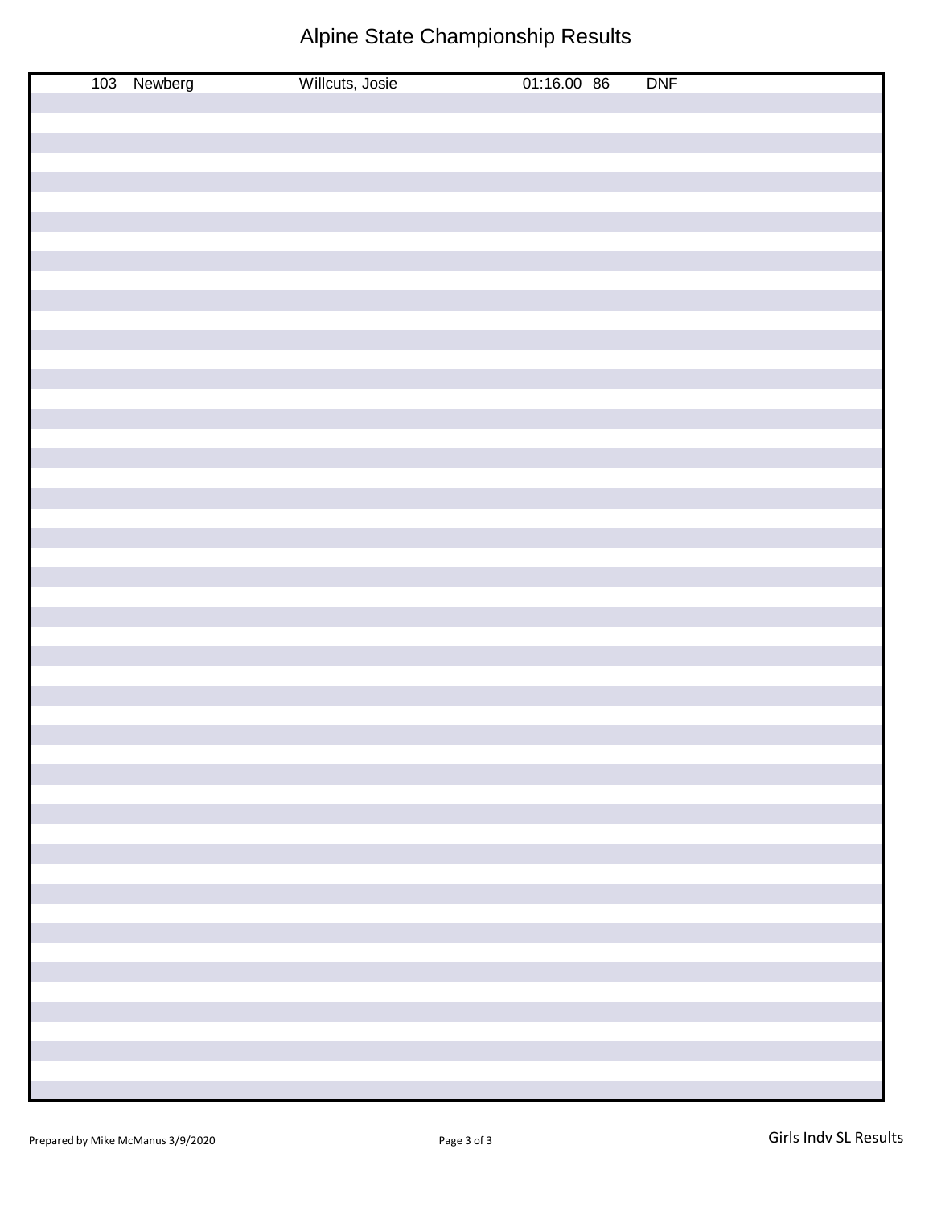# Alpine State Championship Results

| | | | | | |
|---|---|---|---|---|---|
| 103 | Newberg | Willcuts, Josie | 01:16.00 | 86 | DNF |

Girls Indv SL Results

Prepared by Mike McManus 3/9/2020